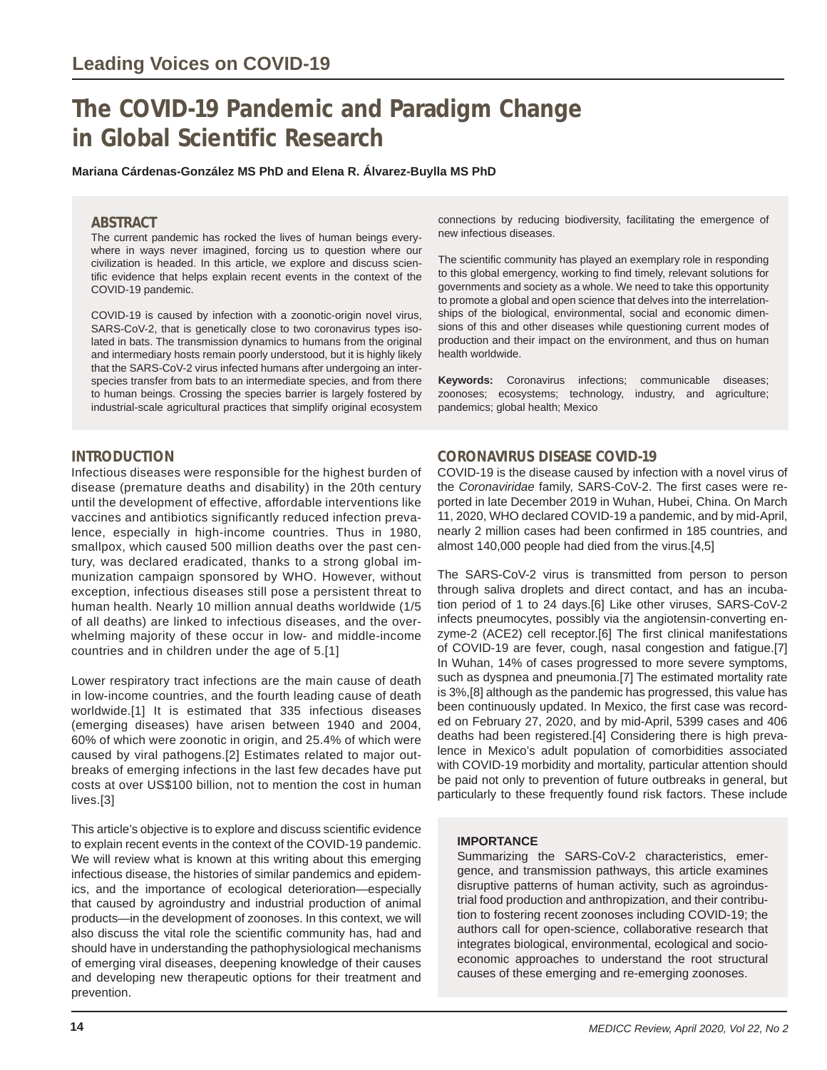Leading Voices on COVID-19

# The COVID-19 Pandemic and Paradigm Change in Global Scientific Research

**Mariana Cárdenas-González MS PhD and Elena R. Álvarez-Buylla MS PhD**

## ABSTRACT

The current pandemic has rocked the lives of human beings everywhere in ways never imagined, forcing us to question where our civilization is headed. In this article, we explore and discuss scientific evidence that helps explain recent events in the context of the COVID-19 pandemic.

COVID-19 is caused by infection with a zoonotic-origin novel virus, SARS-CoV-2, that is genetically close to two coronavirus types isolated in bats. The transmission dynamics to humans from the original and intermediary hosts remain poorly understood, but it is highly likely that the SARS-CoV-2 virus infected humans after undergoing an interspecies transfer from bats to an intermediate species, and from there to human beings. Crossing the species barrier is largely fostered by industrial-scale agricultural practices that simplify original ecosystem connections by reducing biodiversity, facilitating the emergence of new infectious diseases.

The scientific community has played an exemplary role in responding to this global emergency, working to find timely, relevant solutions for governments and society as a whole. We need to take this opportunity to promote a global and open science that delves into the interrelationships of the biological, environmental, social and economic dimensions of this and other diseases while questioning current modes of production and their impact on the environment, and thus on human health worldwide.

**Keywords:** Coronavirus infections; communicable diseases; zoonoses; ecosystems; technology, industry, and agriculture; pandemics; global health; Mexico

## INTRODUCTION

Infectious diseases were responsible for the highest burden of disease (premature deaths and disability) in the 20th century until the development of effective, affordable interventions like vaccines and antibiotics significantly reduced infection prevalence, especially in high-income countries. Thus in 1980, smallpox, which caused 500 million deaths over the past century, was declared eradicated, thanks to a strong global immunization campaign sponsored by WHO. However, without exception, infectious diseases still pose a persistent threat to human health. Nearly 10 million annual deaths worldwide (1/5 of all deaths) are linked to infectious diseases, and the overwhelming majority of these occur in low- and middle-income countries and in children under the age of 5.[1]

Lower respiratory tract infections are the main cause of death in low-income countries, and the fourth leading cause of death worldwide.[1] It is estimated that 335 infectious diseases (emerging diseases) have arisen between 1940 and 2004, 60% of which were zoonotic in origin, and 25.4% of which were caused by viral pathogens.[2] Estimates related to major outbreaks of emerging infections in the last few decades have put costs at over US$100 billion, not to mention the cost in human lives.[3]

This article's objective is to explore and discuss scientific evidence to explain recent events in the context of the COVID-19 pandemic. We will review what is known at this writing about this emerging infectious disease, the histories of similar pandemics and epidemics, and the importance of ecological deterioration—especially that caused by agroindustry and industrial production of animal products—in the development of zoonoses. In this context, we will also discuss the vital role the scientific community has, had and should have in understanding the pathophysiological mechanisms of emerging viral diseases, deepening knowledge of their causes and developing new therapeutic options for their treatment and prevention.

## CORONAVIRUS DISEASE COVID-19

COVID-19 is the disease caused by infection with a novel virus of the *Coronaviridae* family, SARS-CoV-2. The first cases were reported in late December 2019 in Wuhan, Hubei, China. On March 11, 2020, WHO declared COVID-19 a pandemic, and by mid-April, nearly 2 million cases had been confirmed in 185 countries, and almost 140,000 people had died from the virus.[4,5]

The SARS-CoV-2 virus is transmitted from person to person through saliva droplets and direct contact, and has an incubation period of 1 to 24 days.[6] Like other viruses, SARS-CoV-2 infects pneumocytes, possibly via the angiotensin-converting enzyme-2 (ACE2) cell receptor.[6] The first clinical manifestations of COVID-19 are fever, cough, nasal congestion and fatigue.[7] In Wuhan, 14% of cases progressed to more severe symptoms, such as dyspnea and pneumonia.[7] The estimated mortality rate is 3%,[8] although as the pandemic has progressed, this value has been continuously updated. In Mexico, the first case was recorded on February 27, 2020, and by mid-April, 5399 cases and 406 deaths had been registered.[4] Considering there is high prevalence in Mexico's adult population of comorbidities associated with COVID-19 morbidity and mortality, particular attention should be paid not only to prevention of future outbreaks in general, but particularly to these frequently found risk factors. These include

### IMPORTANCE

Summarizing the SARS-CoV-2 characteristics, emergence, and transmission pathways, this article examines disruptive patterns of human activity, such as agroindustrial food production and anthropization, and their contribution to fostering recent zoonoses including COVID-19; the authors call for open-science, collaborative research that integrates biological, environmental, ecological and socioeconomic approaches to understand the root structural causes of these emerging and re-emerging zoonoses.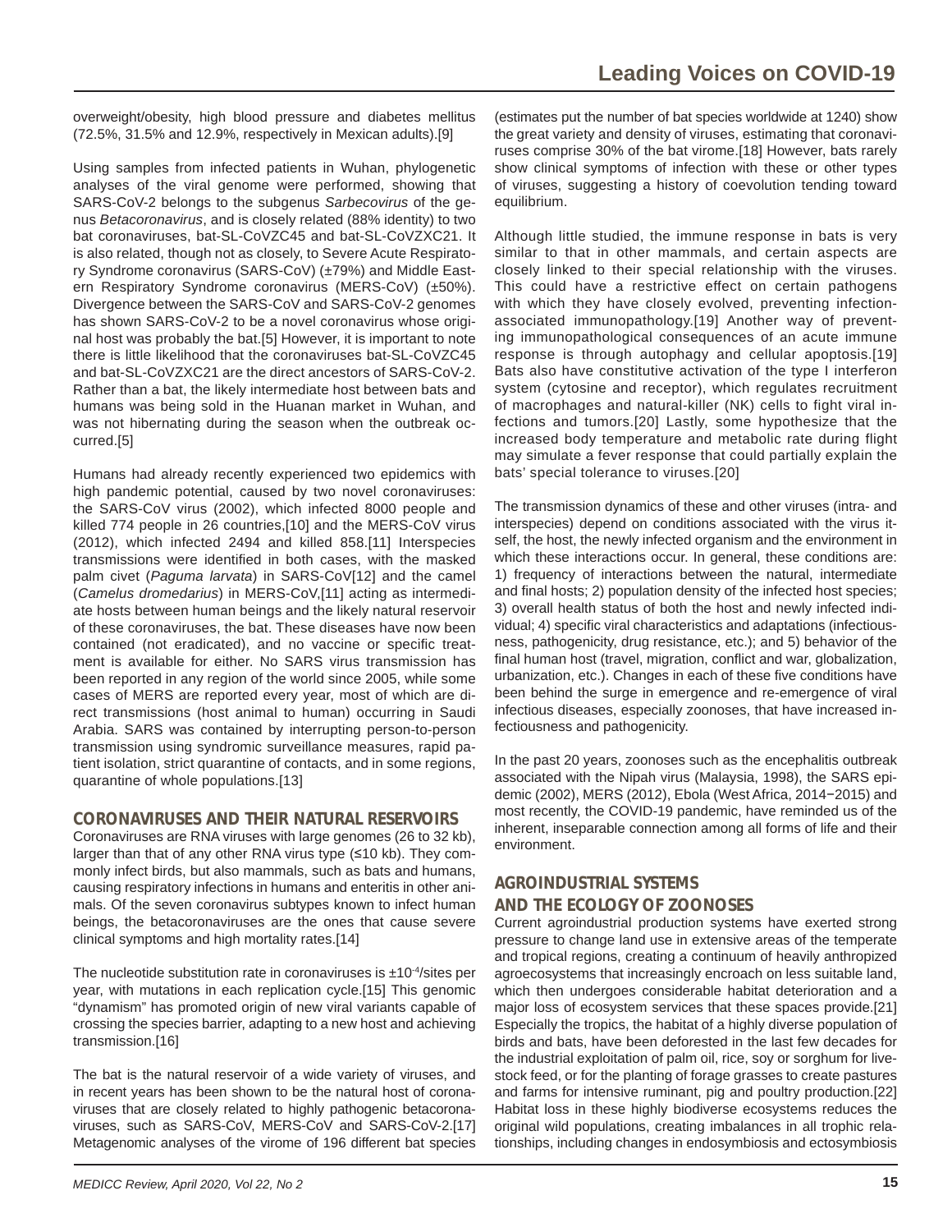overweight/obesity, high blood pressure and diabetes mellitus (72.5%, 31.5% and 12.9%, respectively in Mexican adults).[9]

Using samples from infected patients in Wuhan, phylogenetic analyses of the viral genome were performed, showing that SARS-CoV-2 belongs to the subgenus *Sarbecovirus* of the genus *Betacoronavirus*, and is closely related (88% identity) to two bat coronaviruses, bat-SL-CoVZC45 and bat-SL-CoVZXC21. It is also related, though not as closely, to Severe Acute Respiratory Syndrome coronavirus (SARS-CoV) (±79%) and Middle Eastern Respiratory Syndrome coronavirus (MERS-CoV) (±50%). Divergence between the SARS-CoV and SARS-CoV-2 genomes has shown SARS-CoV-2 to be a novel coronavirus whose original host was probably the bat.[5] However, it is important to note there is little likelihood that the coronaviruses bat-SL-CoVZC45 and bat-SL-CoVZXC21 are the direct ancestors of SARS-CoV-2. Rather than a bat, the likely intermediate host between bats and humans was being sold in the Huanan market in Wuhan, and was not hibernating during the season when the outbreak occurred.[5]

Humans had already recently experienced two epidemics with high pandemic potential, caused by two novel coronaviruses: the SARS-CoV virus (2002), which infected 8000 people and killed 774 people in 26 countries,[10] and the MERS-CoV virus (2012), which infected 2494 and killed 858.[11] Interspecies transmissions were identified in both cases, with the masked palm civet (*Paguma larvata*) in SARS-CoV[12] and the camel (*Camelus dromedarius*) in MERS-CoV,[11] acting as intermediate hosts between human beings and the likely natural reservoir of these coronaviruses, the bat. These diseases have now been contained (not eradicated), and no vaccine or specific treatment is available for either. No SARS virus transmission has been reported in any region of the world since 2005, while some cases of MERS are reported every year, most of which are direct transmissions (host animal to human) occurring in Saudi Arabia. SARS was contained by interrupting person-to-person transmission using syndromic surveillance measures, rapid patient isolation, strict quarantine of contacts, and in some regions, quarantine of whole populations.[13]

## CORONAVIRUSES AND THEIR NATURAL RESERVOIRS

Coronaviruses are RNA viruses with large genomes (26 to 32 kb), larger than that of any other RNA virus type (≤10 kb). They commonly infect birds, but also mammals, such as bats and humans, causing respiratory infections in humans and enteritis in other animals. Of the seven coronavirus subtypes known to infect human beings, the betacoronaviruses are the ones that cause severe clinical symptoms and high mortality rates.[14]

The nucleotide substitution rate in coronaviruses is $\pm 10^{-4}$/sites per year, with mutations in each replication cycle.[15] This genomic "dynamism" has promoted origin of new viral variants capable of crossing the species barrier, adapting to a new host and achieving transmission.[16]

The bat is the natural reservoir of a wide variety of viruses, and in recent years has been shown to be the natural host of coronaviruses that are closely related to highly pathogenic betacoronaviruses, such as SARS-CoV, MERS-CoV and SARS-CoV-2.[17] Metagenomic analyses of the virome of 196 different bat species (estimates put the number of bat species worldwide at 1240) show the great variety and density of viruses, estimating that coronaviruses comprise 30% of the bat virome.[18] However, bats rarely show clinical symptoms of infection with these or other types of viruses, suggesting a history of coevolution tending toward equilibrium.

Although little studied, the immune response in bats is very similar to that in other mammals, and certain aspects are closely linked to their special relationship with the viruses. This could have a restrictive effect on certain pathogens with which they have closely evolved, preventing infection-associated immunopathology.[19] Another way of preventing immunopathological consequences of an acute immune response is through autophagy and cellular apoptosis.[19] Bats also have constitutive activation of the type I interferon system (cytosine and receptor), which regulates recruitment of macrophages and natural-killer (NK) cells to fight viral infections and tumors.[20] Lastly, some hypothesize that the increased body temperature and metabolic rate during flight may simulate a fever response that could partially explain the bats' special tolerance to viruses.[20]

The transmission dynamics of these and other viruses (intra- and interspecies) depend on conditions associated with the virus itself, the host, the newly infected organism and the environment in which these interactions occur. In general, these conditions are: 1) frequency of interactions between the natural, intermediate and final hosts; 2) population density of the infected host species; 3) overall health status of both the host and newly infected individual; 4) specific viral characteristics and adaptations (infectiousness, pathogenicity, drug resistance, etc.); and 5) behavior of the final human host (travel, migration, conflict and war, globalization, urbanization, etc.). Changes in each of these five conditions have been behind the surge in emergence and re-emergence of viral infectious diseases, especially zoonoses, that have increased infectiousness and pathogenicity.

In the past 20 years, zoonoses such as the encephalitis outbreak associated with the Nipah virus (Malaysia, 1998), the SARS epidemic (2002), MERS (2012), Ebola (West Africa, 2014−2015) and most recently, the COVID-19 pandemic, have reminded us of the inherent, inseparable connection among all forms of life and their environment.

## AGROINDUSTRIAL SYSTEMS AND THE ECOLOGY OF ZOONOSES

Current agroindustrial production systems have exerted strong pressure to change land use in extensive areas of the temperate and tropical regions, creating a continuum of heavily anthropized agroecosystems that increasingly encroach on less suitable land, which then undergoes considerable habitat deterioration and a major loss of ecosystem services that these spaces provide.[21] Especially the tropics, the habitat of a highly diverse population of birds and bats, have been deforested in the last few decades for the industrial exploitation of palm oil, rice, soy or sorghum for livestock feed, or for the planting of forage grasses to create pastures and farms for intensive ruminant, pig and poultry production.[22] Habitat loss in these highly biodiverse ecosystems reduces the original wild populations, creating imbalances in all trophic relationships, including changes in endosymbiosis and ectosymbiosis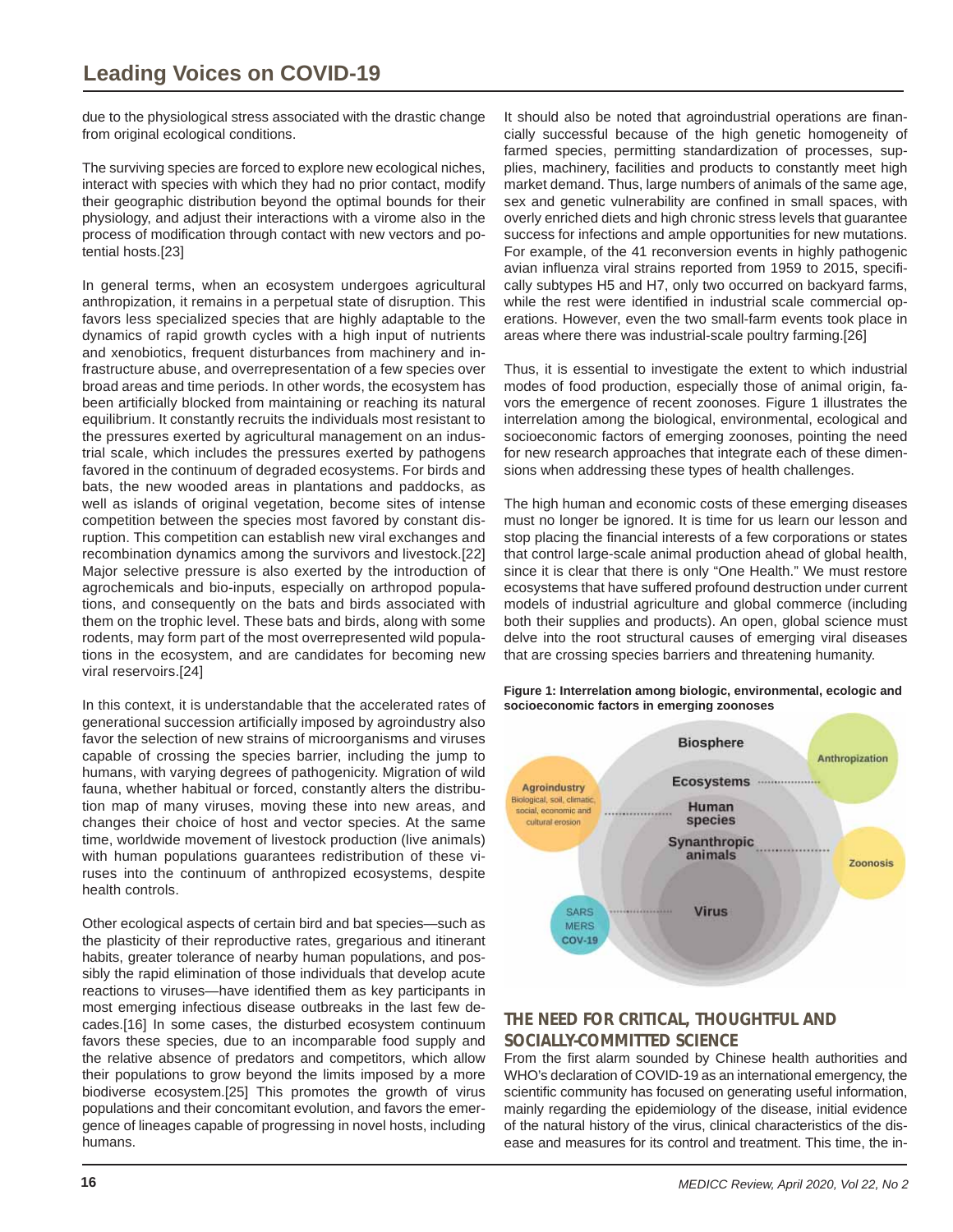due to the physiological stress associated with the drastic change from original ecological conditions.

The surviving species are forced to explore new ecological niches, interact with species with which they had no prior contact, modify their geographic distribution beyond the optimal bounds for their physiology, and adjust their interactions with a virome also in the process of modification through contact with new vectors and potential hosts.[23]

In general terms, when an ecosystem undergoes agricultural anthropization, it remains in a perpetual state of disruption. This favors less specialized species that are highly adaptable to the dynamics of rapid growth cycles with a high input of nutrients and xenobiotics, frequent disturbances from machinery and infrastructure abuse, and overrepresentation of a few species over broad areas and time periods. In other words, the ecosystem has been artificially blocked from maintaining or reaching its natural equilibrium. It constantly recruits the individuals most resistant to the pressures exerted by agricultural management on an industrial scale, which includes the pressures exerted by pathogens favored in the continuum of degraded ecosystems. For birds and bats, the new wooded areas in plantations and paddocks, as well as islands of original vegetation, become sites of intense competition between the species most favored by constant disruption. This competition can establish new viral exchanges and recombination dynamics among the survivors and livestock.[22] Major selective pressure is also exerted by the introduction of agrochemicals and bio-inputs, especially on arthropod populations, and consequently on the bats and birds associated with them on the trophic level. These bats and birds, along with some rodents, may form part of the most overrepresented wild populations in the ecosystem, and are candidates for becoming new viral reservoirs.[24]

In this context, it is understandable that the accelerated rates of generational succession artificially imposed by agroindustry also favor the selection of new strains of microorganisms and viruses capable of crossing the species barrier, including the jump to humans, with varying degrees of pathogenicity. Migration of wild fauna, whether habitual or forced, constantly alters the distribution map of many viruses, moving these into new areas, and changes their choice of host and vector species. At the same time, worldwide movement of livestock production (live animals) with human populations guarantees redistribution of these viruses into the continuum of anthropized ecosystems, despite health controls.

Other ecological aspects of certain bird and bat species—such as the plasticity of their reproductive rates, gregarious and itinerant habits, greater tolerance of nearby human populations, and possibly the rapid elimination of those individuals that develop acute reactions to viruses—have identified them as key participants in most emerging infectious disease outbreaks in the last few decades.[16] In some cases, the disturbed ecosystem continuum favors these species, due to an incomparable food supply and the relative absence of predators and competitors, which allow their populations to grow beyond the limits imposed by a more biodiverse ecosystem.[25] This promotes the growth of virus populations and their concomitant evolution, and favors the emergence of lineages capable of progressing in novel hosts, including humans.

It should also be noted that agroindustrial operations are financially successful because of the high genetic homogeneity of farmed species, permitting standardization of processes, supplies, machinery, facilities and products to constantly meet high market demand. Thus, large numbers of animals of the same age, sex and genetic vulnerability are confined in small spaces, with overly enriched diets and high chronic stress levels that guarantee success for infections and ample opportunities for new mutations. For example, of the 41 reconversion events in highly pathogenic avian influenza viral strains reported from 1959 to 2015, specifically subtypes H5 and H7, only two occurred on backyard farms, while the rest were identified in industrial scale commercial operations. However, even the two small-farm events took place in areas where there was industrial-scale poultry farming.[26]

Thus, it is essential to investigate the extent to which industrial modes of food production, especially those of animal origin, favors the emergence of recent zoonoses. Figure 1 illustrates the interrelation among the biological, environmental, ecological and socioeconomic factors of emerging zoonoses, pointing the need for new research approaches that integrate each of these dimensions when addressing these types of health challenges.

The high human and economic costs of these emerging diseases must no longer be ignored. It is time for us learn our lesson and stop placing the financial interests of a few corporations or states that control large-scale animal production ahead of global health, since it is clear that there is only "One Health." We must restore ecosystems that have suffered profound destruction under current models of industrial agriculture and global commerce (including both their supplies and products). An open, global science must delve into the root structural causes of emerging viral diseases that are crossing species barriers and threatening humanity.

**Figure 1: Interrelation among biologic, environmental, ecologic and socioeconomic factors in emerging zoonoses**

## THE NEED FOR CRITICAL, THOUGHTFUL AND SOCIALLY-COMMITTED SCIENCE

From the first alarm sounded by Chinese health authorities and WHO's declaration of COVID-19 as an international emergency, the scientific community has focused on generating useful information, mainly regarding the epidemiology of the disease, initial evidence of the natural history of the virus, clinical characteristics of the disease and measures for its control and treatment. This time, the in-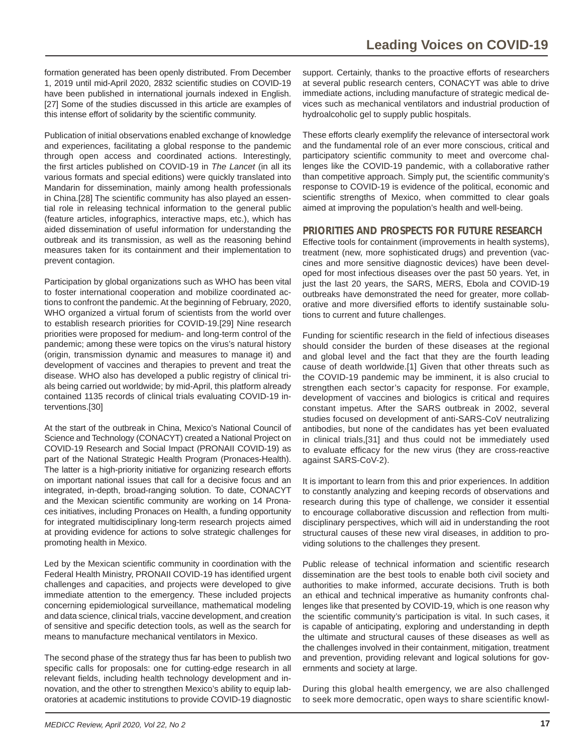formation generated has been openly distributed. From December 1, 2019 until mid-April 2020, 2832 scientific studies on COVID-19 have been published in international journals indexed in English.[27] Some of the studies discussed in this article are examples of this intense effort of solidarity by the scientific community.

Publication of initial observations enabled exchange of knowledge and experiences, facilitating a global response to the pandemic through open access and coordinated actions. Interestingly, the first articles published on COVID-19 in *The Lancet* (in all its various formats and special editions) were quickly translated into Mandarin for dissemination, mainly among health professionals in China.[28] The scientific community has also played an essential role in releasing technical information to the general public (feature articles, infographics, interactive maps, etc.), which has aided dissemination of useful information for understanding the outbreak and its transmission, as well as the reasoning behind measures taken for its containment and their implementation to prevent contagion.

Participation by global organizations such as WHO has been vital to foster international cooperation and mobilize coordinated actions to confront the pandemic. At the beginning of February, 2020, WHO organized a virtual forum of scientists from the world over to establish research priorities for COVID-19.[29] Nine research priorities were proposed for medium- and long-term control of the pandemic; among these were topics on the virus's natural history (origin, transmission dynamic and measures to manage it) and development of vaccines and therapies to prevent and treat the disease. WHO also has developed a public registry of clinical trials being carried out worldwide; by mid-April, this platform already contained 1135 records of clinical trials evaluating COVID-19 interventions.[30]

At the start of the outbreak in China, Mexico's National Council of Science and Technology (CONACYT) created a National Project on COVID-19 Research and Social Impact (PRONAII COVID-19) as part of the National Strategic Health Program (Pronaces-Health). The latter is a high-priority initiative for organizing research efforts on important national issues that call for a decisive focus and an integrated, in-depth, broad-ranging solution. To date, CONACYT and the Mexican scientific community are working on 14 Pronaces initiatives, including Pronaces on Health, a funding opportunity for integrated multidisciplinary long-term research projects aimed at providing evidence for actions to solve strategic challenges for promoting health in Mexico.

Led by the Mexican scientific community in coordination with the Federal Health Ministry, PRONAII COVID-19 has identified urgent challenges and capacities, and projects were developed to give immediate attention to the emergency. These included projects concerning epidemiological surveillance, mathematical modeling and data science, clinical trials, vaccine development, and creation of sensitive and specific detection tools, as well as the search for means to manufacture mechanical ventilators in Mexico.

The second phase of the strategy thus far has been to publish two specific calls for proposals: one for cutting-edge research in all relevant fields, including health technology development and innovation, and the other to strengthen Mexico's ability to equip laboratories at academic institutions to provide COVID-19 diagnostic support. Certainly, thanks to the proactive efforts of researchers at several public research centers, CONACYT was able to drive immediate actions, including manufacture of strategic medical devices such as mechanical ventilators and industrial production of hydroalcoholic gel to supply public hospitals.

These efforts clearly exemplify the relevance of intersectoral work and the fundamental role of an ever more conscious, critical and participatory scientific community to meet and overcome challenges like the COVID-19 pandemic, with a collaborative rather than competitive approach. Simply put, the scientific community's response to COVID-19 is evidence of the political, economic and scientific strengths of Mexico, when committed to clear goals aimed at improving the population's health and well-being.

## PRIORITIES AND PROSPECTS FOR FUTURE RESEARCH

Effective tools for containment (improvements in health systems), treatment (new, more sophisticated drugs) and prevention (vaccines and more sensitive diagnostic devices) have been developed for most infectious diseases over the past 50 years. Yet, in just the last 20 years, the SARS, MERS, Ebola and COVID-19 outbreaks have demonstrated the need for greater, more collaborative and more diversified efforts to identify sustainable solutions to current and future challenges.

Funding for scientific research in the field of infectious diseases should consider the burden of these diseases at the regional and global level and the fact that they are the fourth leading cause of death worldwide.[1] Given that other threats such as the COVID-19 pandemic may be imminent, it is also crucial to strengthen each sector's capacity for response. For example, development of vaccines and biologics is critical and requires constant impetus. After the SARS outbreak in 2002, several studies focused on development of anti-SARS-CoV neutralizing antibodies, but none of the candidates has yet been evaluated in clinical trials,[31] and thus could not be immediately used to evaluate efficacy for the new virus (they are cross-reactive against SARS-CoV-2).

It is important to learn from this and prior experiences. In addition to constantly analyzing and keeping records of observations and research during this type of challenge, we consider it essential to encourage collaborative discussion and reflection from multidisciplinary perspectives, which will aid in understanding the root structural causes of these new viral diseases, in addition to providing solutions to the challenges they present.

Public release of technical information and scientific research dissemination are the best tools to enable both civil society and authorities to make informed, accurate decisions. Truth is both an ethical and technical imperative as humanity confronts challenges like that presented by COVID-19, which is one reason why the scientific community's participation is vital. In such cases, it is capable of anticipating, exploring and understanding in depth the ultimate and structural causes of these diseases as well as the challenges involved in their containment, mitigation, treatment and prevention, providing relevant and logical solutions for governments and society at large.

During this global health emergency, we are also challenged to seek more democratic, open ways to share scientific knowl-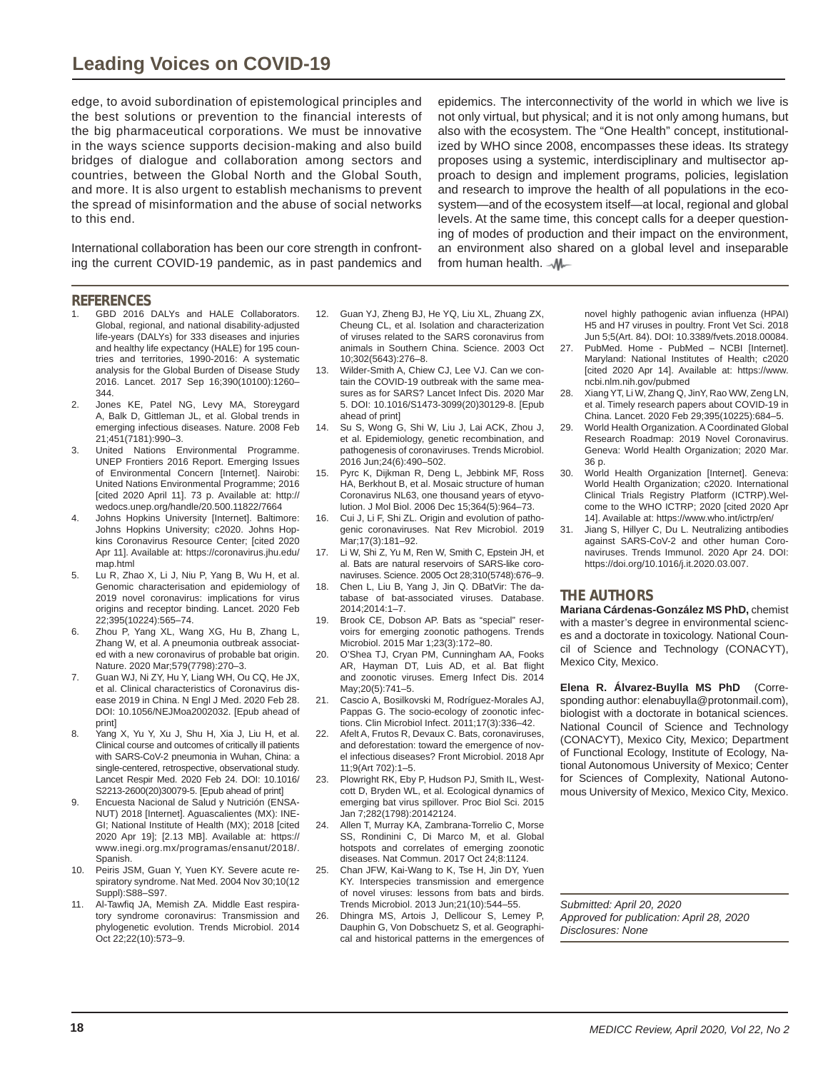edge, to avoid subordination of epistemological principles and the best solutions or prevention to the financial interests of the big pharmaceutical corporations. We must be innovative in the ways science supports decision-making and also build bridges of dialogue and collaboration among sectors and countries, between the Global North and the Global South, and more. It is also urgent to establish mechanisms to prevent the spread of misinformation and the abuse of social networks to this end.

International collaboration has been our core strength in confronting the current COVID-19 pandemic, as in past pandemics and epidemics. The interconnectivity of the world in which we live is not only virtual, but physical; and it is not only among humans, but also with the ecosystem. The "One Health" concept, institutionalized by WHO since 2008, encompasses these ideas. Its strategy proposes using a systemic, interdisciplinary and multisector approach to design and implement programs, policies, legislation and research to improve the health of all populations in the ecosystem—and of the ecosystem itself—at local, regional and global levels. At the same time, this concept calls for a deeper questioning of modes of production and their impact on the environment, an environment also shared on a global level and inseparable from human health.

## REFERENCES

1. GBD 2016 DALYs and HALE Collaborators. Global, regional, and national disability-adjusted life-years (DALYs) for 333 diseases and injuries and healthy life expectancy (HALE) for 195 countries and territories, 1990-2016: A systematic analysis for the Global Burden of Disease Study 2016. Lancet. 2017 Sep 16;390(10100):1260–344.
2. Jones KE, Patel NG, Levy MA, Storeygard A, Balk D, Gittleman JL, et al. Global trends in emerging infectious diseases. Nature. 2008 Feb 21;451(7181):990–3.
3. United Nations Environmental Programme. UNEP Frontiers 2016 Report. Emerging Issues of Environmental Concern [Internet]. Nairobi: United Nations Environmental Programme; 2016 [cited 2020 April 11]. 73 p. Available at: http://wedocs.unep.org/handle/20.500.11822/7664
4. Johns Hopkins University [Internet]. Baltimore: Johns Hopkins University; c2020. Johns Hopkins Coronavirus Resource Center; [cited 2020 Apr 11]. Available at: https://coronavirus.jhu.edu/map.html
5. Lu R, Zhao X, Li J, Niu P, Yang B, Wu H, et al. Genomic characterisation and epidemiology of 2019 novel coronavirus: implications for virus origins and receptor binding. Lancet. 2020 Feb 22;395(10224):565–74.
6. Zhou P, Yang XL, Wang XG, Hu B, Zhang L, Zhang W, et al. A pneumonia outbreak associated with a new coronavirus of probable bat origin. Nature. 2020 Mar;579(7798):270–3.
7. Guan WJ, Ni ZY, Hu Y, Liang WH, Ou CQ, He JX, et al. Clinical characteristics of Coronavirus disease 2019 in China. N Engl J Med. 2020 Feb 28. DOI: 10.1056/NEJMoa2002032. [Epub ahead of print]
8. Yang X, Yu Y, Xu J, Shu H, Xia J, Liu H, et al. Clinical course and outcomes of critically ill patients with SARS-CoV-2 pneumonia in Wuhan, China: a single-centered, retrospective, observational study. Lancet Respir Med. 2020 Feb 24. DOI: 10.1016/S2213-2600(20)30079-5. [Epub ahead of print]
9. Encuesta Nacional de Salud y Nutrición (ENSANUT) 2018 [Internet]. Aguascalientes (MX): INEGI; National Institute of Health (MX); 2018 [cited 2020 Apr 19]; [2.13 MB]. Available at: https://www.inegi.org.mx/programas/ensanut/2018/. Spanish.
10. Peiris JSM, Guan Y, Yuen KY. Severe acute respiratory syndrome. Nat Med. 2004 Nov 30;10(12 Suppl):S88–S97.
11. Al-Tawfiq JA, Memish ZA. Middle East respiratory syndrome coronavirus: Transmission and phylogenetic evolution. Trends Microbiol. 2014 Oct 22;22(10):573–9.
12. Guan YJ, Zheng BJ, He YQ, Liu XL, Zhuang ZX, Cheung CL, et al. Isolation and characterization of viruses related to the SARS coronavirus from animals in Southern China. Science. 2003 Oct 10;302(5643):276–8.
13. Wilder-Smith A, Chiew CJ, Lee VJ. Can we contain the COVID-19 outbreak with the same measures as for SARS? Lancet Infect Dis. 2020 Mar 5. DOI: 10.1016/S1473-3099(20)30129-8. [Epub ahead of print]
14. Su S, Wong G, Shi W, Liu J, Lai ACK, Zhou J, et al. Epidemiology, genetic recombination, and pathogenesis of coronaviruses. Trends Microbiol. 2016 Jun;24(6):490–502.
15. Pyrc K, Dijkman R, Deng L, Jebbink MF, Ross HA, Berkhout B, et al. Mosaic structure of human Coronavirus NL63, one thousand years of etyvolution. J Mol Biol. 2006 Dec 15;364(5):964–73.
16. Cui J, Li F, Shi ZL. Origin and evolution of pathogenic coronaviruses. Nat Rev Microbiol. 2019 Mar;17(3):181–92.
17. Li W, Shi Z, Yu M, Ren W, Smith C, Epstein JH, et al. Bats are natural reservoirs of SARS-like coronaviruses. Science. 2005 Oct 28;310(5748):676–9.
18. Chen L, Liu B, Yang J, Jin Q. DBatVir: The database of bat-associated viruses. Database. 2014;2014:1–7.
19. Brook CE, Dobson AP. Bats as "special" reservoirs for emerging zoonotic pathogens. Trends Microbiol. 2015 Mar 1;23(3):172–80.
20. O'Shea TJ, Cryan PM, Cunningham AA, Fooks AR, Hayman DT, Luis AD, et al. Bat flight and zoonotic viruses. Emerg Infect Dis. 2014 May;20(5):741–5.
21. Cascio A, Bosilkovski M, Rodríguez-Morales AJ, Pappas G. The socio-ecology of zoonotic infections. Clin Microbiol Infect. 2011;17(3):336–42.
22. Afelt A, Frutos R, Devaux C. Bats, coronaviruses, and deforestation: toward the emergence of novel infectious diseases? Front Microbiol. 2018 Apr 11;9(Art 702):1–5.
23. Plowright RK, Eby P, Hudson PJ, Smith IL, Westcott D, Bryden WL, et al. Ecological dynamics of emerging bat virus spillover. Proc Biol Sci. 2015 Jan 7;282(1798):20142124.
24. Allen T, Murray KA, Zambrana-Torrelio C, Morse SS, Rondinini C, Di Marco M, et al. Global hotspots and correlates of emerging zoonotic diseases. Nat Commun. 2017 Oct 24;8:1124.
25. Chan JFW, Kai-Wang to K, Tse H, Jin DY, Yuen KY. Interspecies transmission and emergence of novel viruses: lessons from bats and birds. Trends Microbiol. 2013 Jun;21(10):544–55.
26. Dhingra MS, Artois J, Dellicour S, Lemey P, Dauphin G, Von Dobschuetz S, et al. Geographical and historical patterns in the emergences of novel highly pathogenic avian influenza (HPAI) H5 and H7 viruses in poultry. Front Vet Sci. 2018 Jun 5;5(Art. 84). DOI: 10.3389/fvets.2018.00084.
27. PubMed. Home - PubMed – NCBI [Internet]. Maryland: National Institutes of Health; c2020 [cited 2020 Apr 14]. Available at: https://www.ncbi.nlm.nih.gov/pubmed
28. Xiang YT, Li W, Zhang Q, JinY, Rao WW, Zeng LN, et al. Timely research papers about COVID-19 in China. Lancet. 2020 Feb 29;395(10225):684–5.
29. World Health Organization. A Coordinated Global Research Roadmap: 2019 Novel Coronavirus. Geneva: World Health Organization; 2020 Mar. 36 p.
30. World Health Organization [Internet]. Geneva: World Health Organization; c2020. International Clinical Trials Registry Platform (ICTRP).Welcome to the WHO ICTRP; 2020 [cited 2020 Apr 14]. Available at: https://www.who.int/ictrp/en/
31. Jiang S, Hillyer C, Du L. Neutralizing antibodies against SARS-CoV-2 and other human Coronaviruses. Trends Immunol. 2020 Apr 24. DOI: https://doi.org/10.1016/j.it.2020.03.007.

## THE AUTHORS

**Mariana Cárdenas-González MS PhD,** chemist with a master's degree in environmental sciences and a doctorate in toxicology. National Council of Science and Technology (CONACYT), Mexico City, Mexico.

**Elena R. Álvarez-Buylla MS PhD** (Corresponding author: elenabuylla@protonmail.com), biologist with a doctorate in botanical sciences. National Council of Science and Technology (CONACYT), Mexico City, Mexico; Department of Functional Ecology, Institute of Ecology, National Autonomous University of Mexico; Center for Sciences of Complexity, National Autonomous University of Mexico, Mexico City, Mexico.

*Submitted: April 20, 2020*
*Approved for publication: April 28, 2020*
*Disclosures: None*